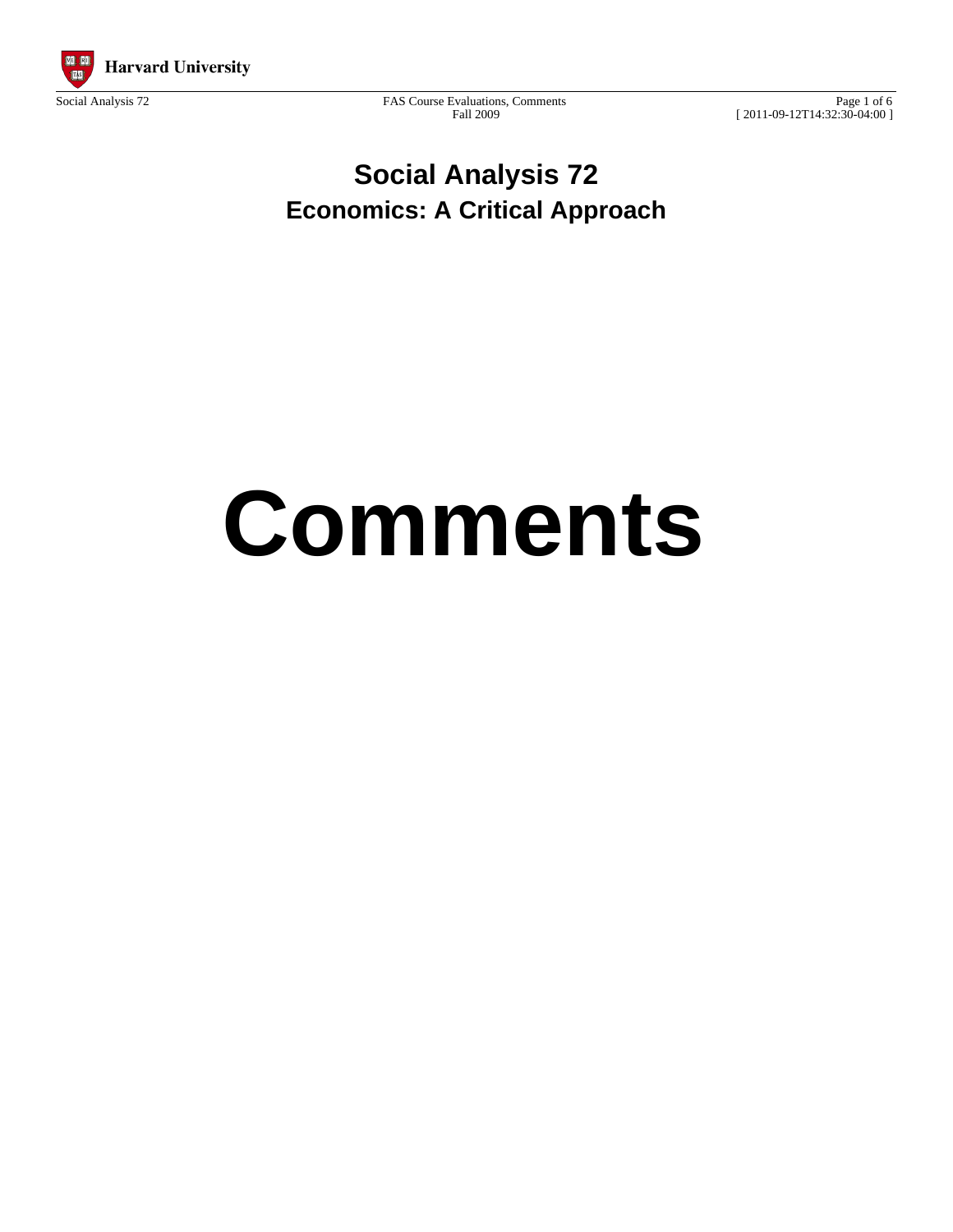# Social Analysis 72
## Economics: A Critical Approach

# Comments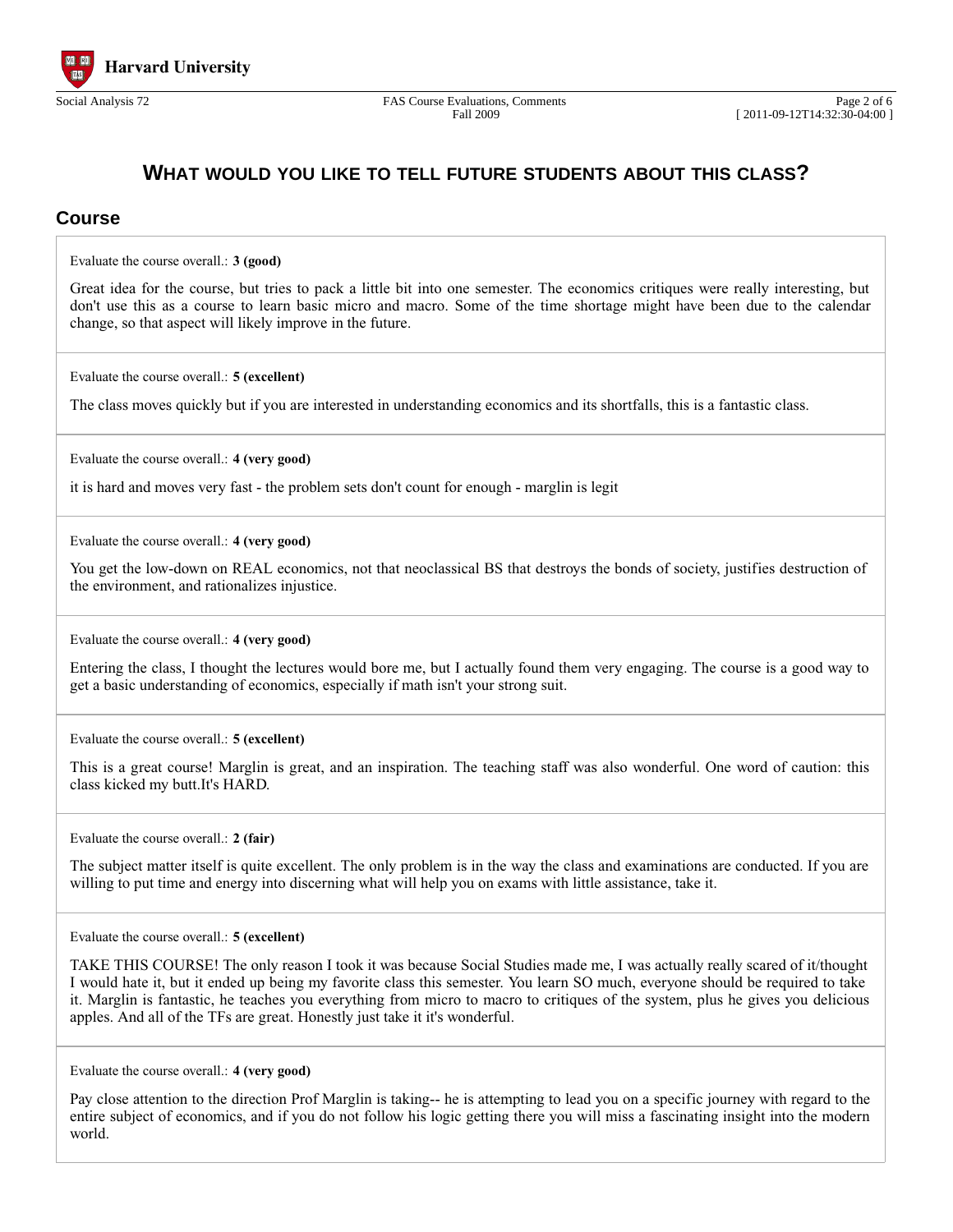# What would you like to tell future students about this class?

## Course

Evaluate the course overall.: **3 (good)**

Great idea for the course, but tries to pack a little bit into one semester. The economics critiques were really interesting, but don't use this as a course to learn basic micro and macro. Some of the time shortage might have been due to the calendar change, so that aspect will likely improve in the future.

---

Evaluate the course overall.: **5 (excellent)**

The class moves quickly but if you are interested in understanding economics and its shortfalls, this is a fantastic class.

---

Evaluate the course overall.: **4 (very good)**

it is hard and moves very fast - the problem sets don't count for enough - marglin is legit

---

Evaluate the course overall.: **4 (very good)**

You get the low-down on REAL economics, not that neoclassical BS that destroys the bonds of society, justifies destruction of the environment, and rationalizes injustice.

---

Evaluate the course overall.: **4 (very good)**

Entering the class, I thought the lectures would bore me, but I actually found them very engaging. The course is a good way to get a basic understanding of economics, especially if math isn't your strong suit.

---

Evaluate the course overall.: **5 (excellent)**

This is a great course! Marglin is great, and an inspiration. The teaching staff was also wonderful. One word of caution: this class kicked my butt.It's HARD.

---

Evaluate the course overall.: **2 (fair)**

The subject matter itself is quite excellent. The only problem is in the way the class and examinations are conducted. If you are willing to put time and energy into discerning what will help you on exams with little assistance, take it.

---

Evaluate the course overall.: **5 (excellent)**

TAKE THIS COURSE! The only reason I took it was because Social Studies made me, I was actually really scared of it/thought I would hate it, but it ended up being my favorite class this semester. You learn SO much, everyone should be required to take it. Marglin is fantastic, he teaches you everything from micro to macro to critiques of the system, plus he gives you delicious apples. And all of the TFs are great. Honestly just take it it's wonderful.

---

Evaluate the course overall.: **4 (very good)**

Pay close attention to the direction Prof Marglin is taking-- he is attempting to lead you on a specific journey with regard to the entire subject of economics, and if you do not follow his logic getting there you will miss a fascinating insight into the modern world.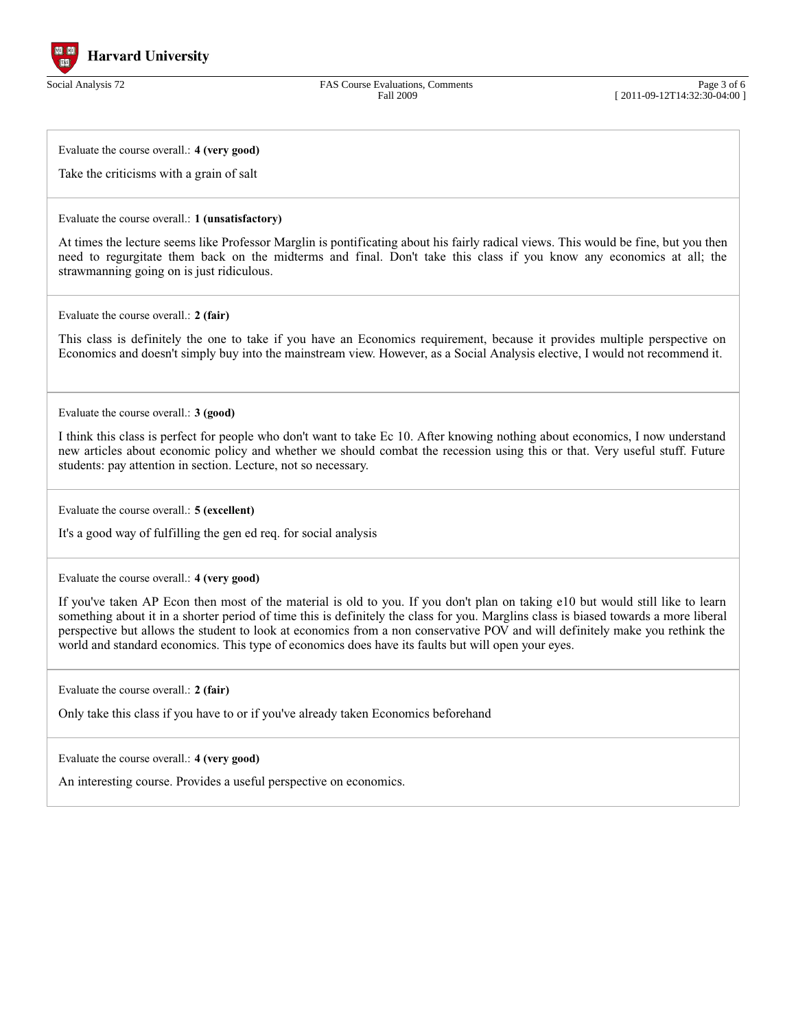Evaluate the course overall.: **4 (very good)**

Take the criticisms with a grain of salt

---

Evaluate the course overall.: **1 (unsatisfactory)**

At times the lecture seems like Professor Marglin is pontificating about his fairly radical views. This would be fine, but you then need to regurgitate them back on the midterms and final. Don't take this class if you know any economics at all; the strawmanning going on is just ridiculous.

---

Evaluate the course overall.: **2 (fair)**

This class is definitely the one to take if you have an Economics requirement, because it provides multiple perspective on Economics and doesn't simply buy into the mainstream view. However, as a Social Analysis elective, I would not recommend it.

---

Evaluate the course overall.: **3 (good)**

I think this class is perfect for people who don't want to take Ec 10. After knowing nothing about economics, I now understand new articles about economic policy and whether we should combat the recession using this or that. Very useful stuff. Future students: pay attention in section. Lecture, not so necessary.

---

Evaluate the course overall.: **5 (excellent)**

It's a good way of fulfilling the gen ed req. for social analysis

---

Evaluate the course overall.: **4 (very good)**

If you've taken AP Econ then most of the material is old to you. If you don't plan on taking e10 but would still like to learn something about it in a shorter period of time this is definitely the class for you. Marglins class is biased towards a more liberal perspective but allows the student to look at economics from a non conservative POV and will definitely make you rethink the world and standard economics. This type of economics does have its faults but will open your eyes.

---

Evaluate the course overall.: **2 (fair)**

Only take this class if you have to or if you've already taken Economics beforehand

---

Evaluate the course overall.: **4 (very good)**

An interesting course. Provides a useful perspective on economics.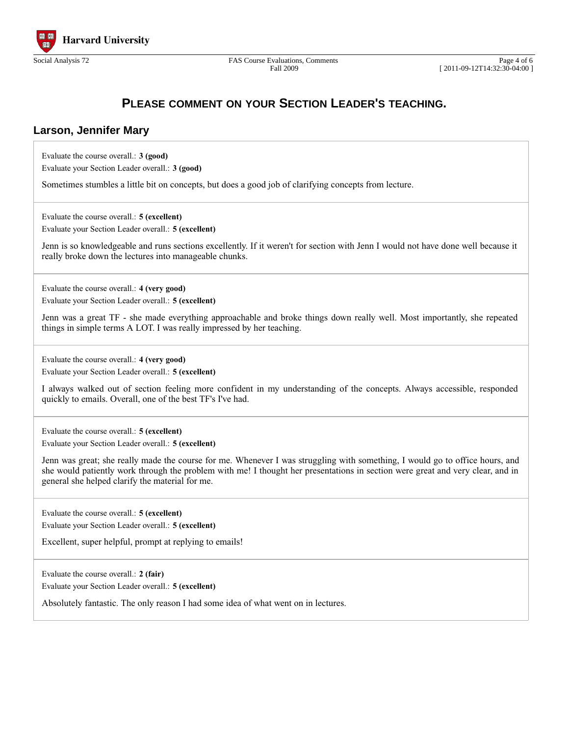## PLEASE COMMENT ON YOUR SECTION LEADER'S TEACHING.

### Larson, Jennifer Mary

Evaluate the course overall.: **3 (good)**
Evaluate your Section Leader overall.: **3 (good)**

Sometimes stumbles a little bit on concepts, but does a good job of clarifying concepts from lecture.

---

Evaluate the course overall.: **5 (excellent)**
Evaluate your Section Leader overall.: **5 (excellent)**

Jenn is so knowledgeable and runs sections excellently. If it weren't for section with Jenn I would not have done well because it really broke down the lectures into manageable chunks.

---

Evaluate the course overall.: **4 (very good)**
Evaluate your Section Leader overall.: **5 (excellent)**

Jenn was a great TF - she made everything approachable and broke things down really well. Most importantly, she repeated things in simple terms A LOT. I was really impressed by her teaching.

---

Evaluate the course overall.: **4 (very good)**
Evaluate your Section Leader overall.: **5 (excellent)**

I always walked out of section feeling more confident in my understanding of the concepts. Always accessible, responded quickly to emails. Overall, one of the best TF's I've had.

---

Evaluate the course overall.: **5 (excellent)**
Evaluate your Section Leader overall.: **5 (excellent)**

Jenn was great; she really made the course for me. Whenever I was struggling with something, I would go to office hours, and she would patiently work through the problem with me! I thought her presentations in section were great and very clear, and in general she helped clarify the material for me.

---

Evaluate the course overall.: **5 (excellent)**
Evaluate your Section Leader overall.: **5 (excellent)**

Excellent, super helpful, prompt at replying to emails!

---

Evaluate the course overall.: **2 (fair)**
Evaluate your Section Leader overall.: **5 (excellent)**

Absolutely fantastic. The only reason I had some idea of what went on in lectures.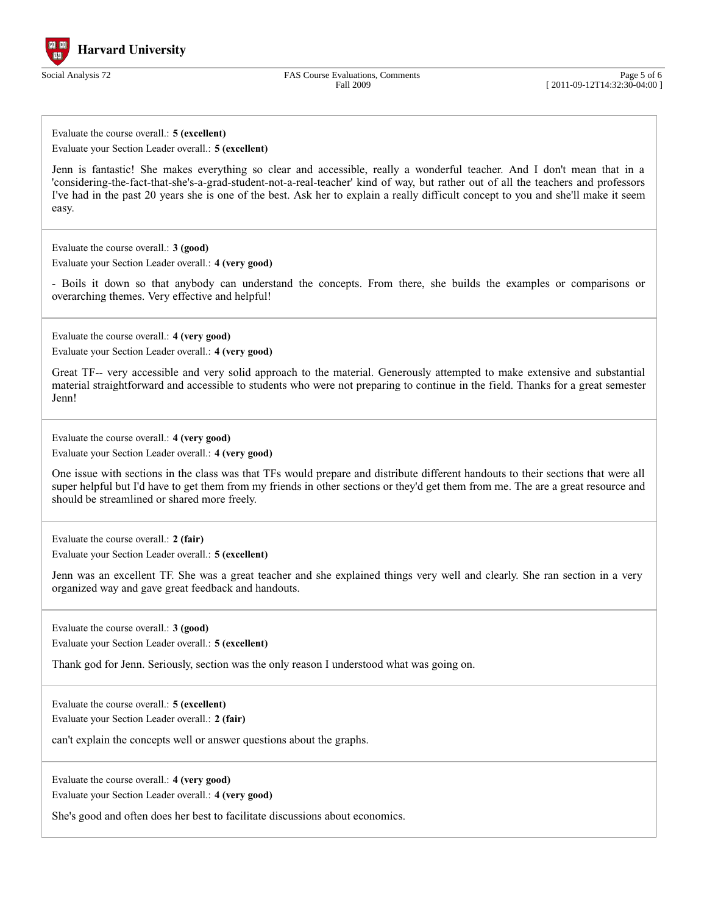Evaluate the course overall.: **5 (excellent)**
Evaluate your Section Leader overall.: **5 (excellent)**

Jenn is fantastic! She makes everything so clear and accessible, really a wonderful teacher. And I don't mean that in a 'considering-the-fact-that-she's-a-grad-student-not-a-real-teacher' kind of way, but rather out of all the teachers and professors I've had in the past 20 years she is one of the best. Ask her to explain a really difficult concept to you and she'll make it seem easy.

---

Evaluate the course overall.: **3 (good)**
Evaluate your Section Leader overall.: **4 (very good)**

- Boils it down so that anybody can understand the concepts. From there, she builds the examples or comparisons or overarching themes. Very effective and helpful!

---

Evaluate the course overall.: **4 (very good)**
Evaluate your Section Leader overall.: **4 (very good)**

Great TF-- very accessible and very solid approach to the material. Generously attempted to make extensive and substantial material straightforward and accessible to students who were not preparing to continue in the field. Thanks for a great semester Jenn!

---

Evaluate the course overall.: **4 (very good)**
Evaluate your Section Leader overall.: **4 (very good)**

One issue with sections in the class was that TFs would prepare and distribute different handouts to their sections that were all super helpful but I'd have to get them from my friends in other sections or they'd get them from me. The are a great resource and should be streamlined or shared more freely.

---

Evaluate the course overall.: **2 (fair)**
Evaluate your Section Leader overall.: **5 (excellent)**

Jenn was an excellent TF. She was a great teacher and she explained things very well and clearly. She ran section in a very organized way and gave great feedback and handouts.

---

Evaluate the course overall.: **3 (good)**
Evaluate your Section Leader overall.: **5 (excellent)**

Thank god for Jenn. Seriously, section was the only reason I understood what was going on.

---

Evaluate the course overall.: **5 (excellent)**
Evaluate your Section Leader overall.: **2 (fair)**

can't explain the concepts well or answer questions about the graphs.

---

Evaluate the course overall.: **4 (very good)**
Evaluate your Section Leader overall.: **4 (very good)**

She's good and often does her best to facilitate discussions about economics.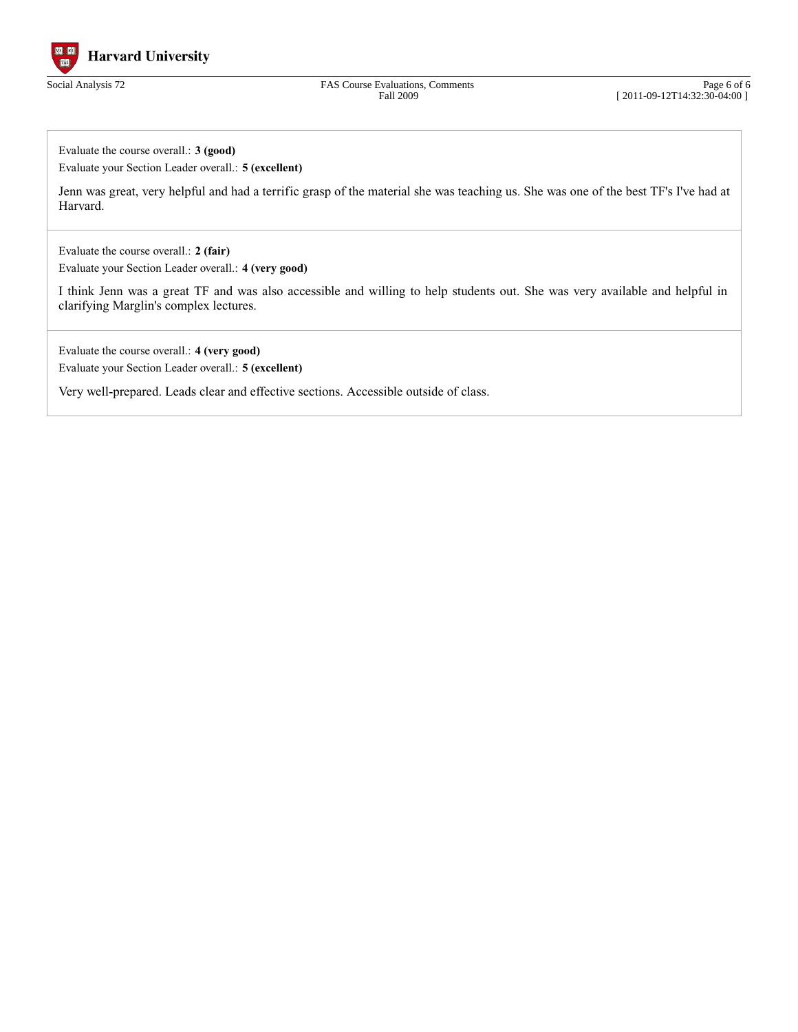Evaluate the course overall.: **3 (good)**

Evaluate your Section Leader overall.: **5 (excellent)**

Jenn was great, very helpful and had a terrific grasp of the material she was teaching us. She was one of the best TF's I've had at Harvard.

---

Evaluate the course overall.: **2 (fair)**

Evaluate your Section Leader overall.: **4 (very good)**

I think Jenn was a great TF and was also accessible and willing to help students out. She was very available and helpful in clarifying Marglin's complex lectures.

---

Evaluate the course overall.: **4 (very good)**

Evaluate your Section Leader overall.: **5 (excellent)**

Very well-prepared. Leads clear and effective sections. Accessible outside of class.